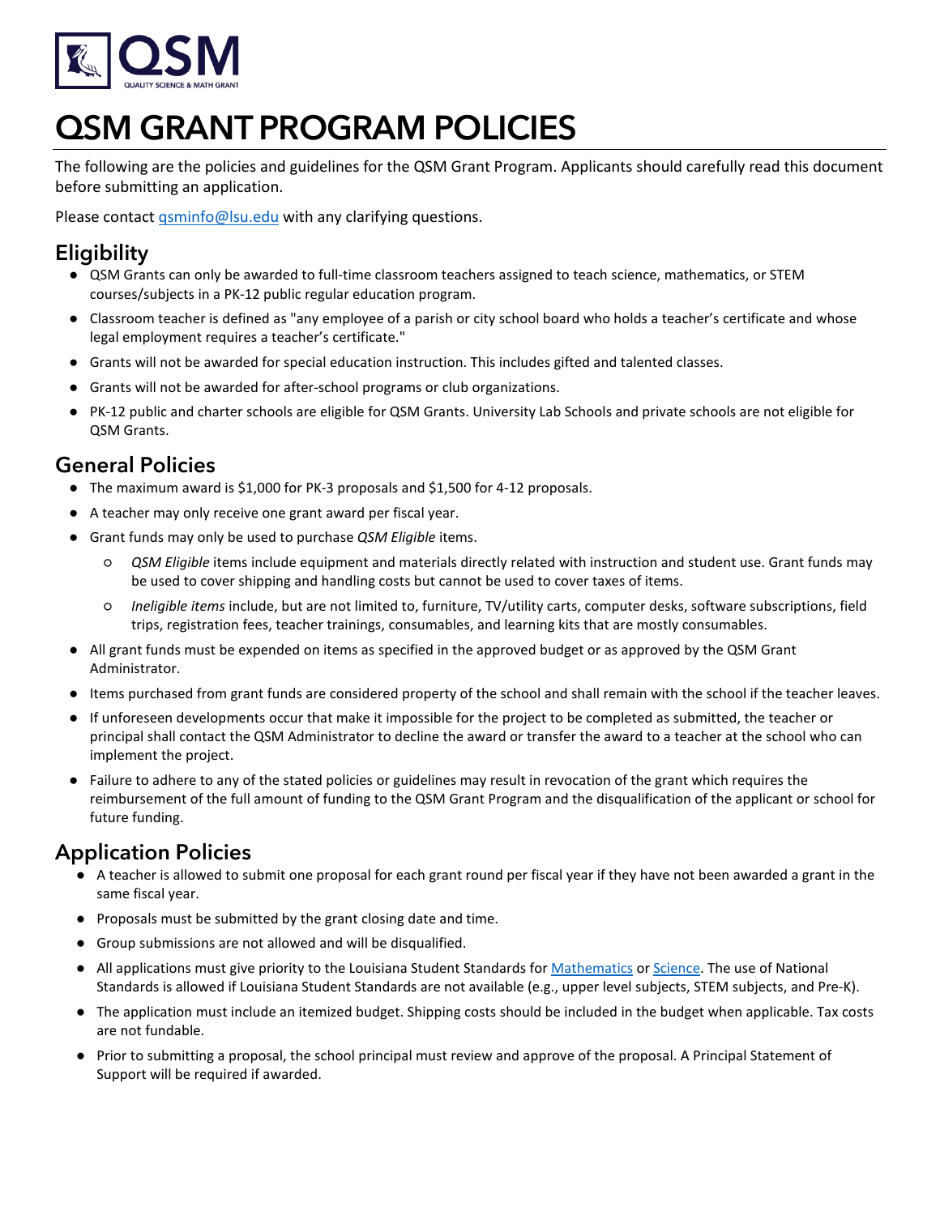# QSM GRANT PROGRAM POLICIES

The following are the policies and guidelines for the QSM Grant Program. Applicants should carefully read this document before submitting an application.

Please contact qsminfo@lsu.edu with any clarifying questions.

## Eligibility

- QSM Grants can only be awarded to full-time classroom teachers assigned to teach science, mathematics, or STEM courses/subjects in a PK-12 public regular education program.
- Classroom teacher is defined as "any employee of a parish or city school board who holds a teacher's certificate and whose legal employment requires a teacher's certificate."
- Grants will not be awarded for special education instruction. This includes gifted and talented classes.
- Grants will not be awarded for after-school programs or club organizations.
- PK-12 public and charter schools are eligible for QSM Grants. University Lab Schools and private schools are not eligible for QSM Grants.

## General Policies

- The maximum award is $1,000 for PK-3 proposals and $1,500 for 4-12 proposals.
- A teacher may only receive one grant award per fiscal year.
- Grant funds may only be used to purchase *QSM Eligible* items.
  - *QSM Eligible* items include equipment and materials directly related with instruction and student use. Grant funds may be used to cover shipping and handling costs but cannot be used to cover taxes of items.
  - *Ineligible items* include, but are not limited to, furniture, TV/utility carts, computer desks, software subscriptions, field trips, registration fees, teacher trainings, consumables, and learning kits that are mostly consumables.
- All grant funds must be expended on items as specified in the approved budget or as approved by the QSM Grant Administrator.
- Items purchased from grant funds are considered property of the school and shall remain with the school if the teacher leaves.
- If unforeseen developments occur that make it impossible for the project to be completed as submitted, the teacher or principal shall contact the QSM Administrator to decline the award or transfer the award to a teacher at the school who can implement the project.
- Failure to adhere to any of the stated policies or guidelines may result in revocation of the grant which requires the reimbursement of the full amount of funding to the QSM Grant Program and the disqualification of the applicant or school for future funding.

## Application Policies

- A teacher is allowed to submit one proposal for each grant round per fiscal year if they have not been awarded a grant in the same fiscal year.
- Proposals must be submitted by the grant closing date and time.
- Group submissions are not allowed and will be disqualified.
- All applications must give priority to the Louisiana Student Standards for Mathematics or Science. The use of National Standards is allowed if Louisiana Student Standards are not available (e.g., upper level subjects, STEM subjects, and Pre-K).
- The application must include an itemized budget. Shipping costs should be included in the budget when applicable. Tax costs are not fundable.
- Prior to submitting a proposal, the school principal must review and approve of the proposal. A Principal Statement of Support will be required if awarded.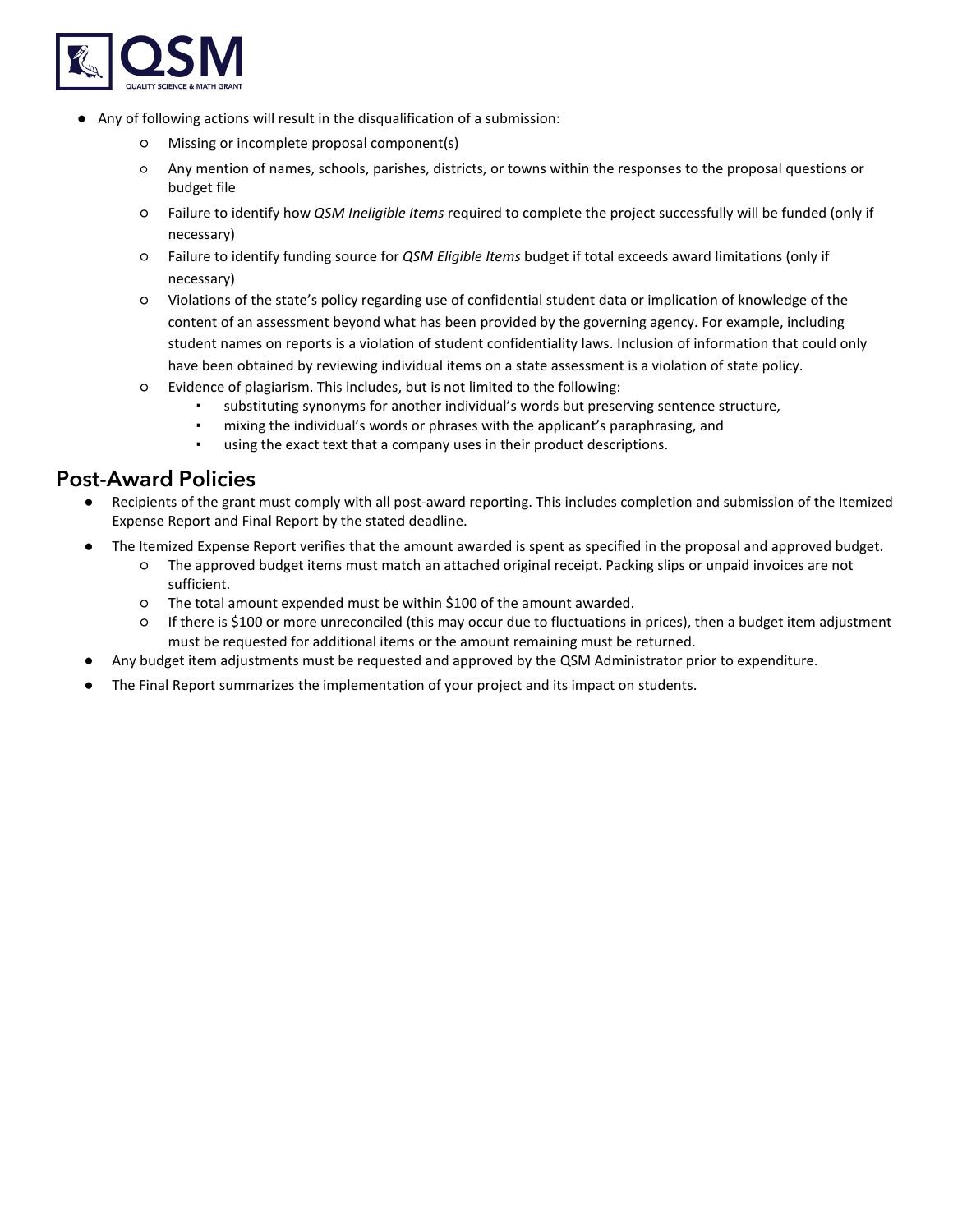- Any of following actions will result in the disqualification of a submission:
  - Missing or incomplete proposal component(s)
  - Any mention of names, schools, parishes, districts, or towns within the responses to the proposal questions or budget file
  - Failure to identify how *QSM Ineligible Items* required to complete the project successfully will be funded (only if necessary)
  - Failure to identify funding source for *QSM Eligible Items* budget if total exceeds award limitations (only if necessary)
  - Violations of the state's policy regarding use of confidential student data or implication of knowledge of the content of an assessment beyond what has been provided by the governing agency. For example, including student names on reports is a violation of student confidentiality laws. Inclusion of information that could only have been obtained by reviewing individual items on a state assessment is a violation of state policy.
  - Evidence of plagiarism. This includes, but is not limited to the following:
    - substituting synonyms for another individual's words but preserving sentence structure,
    - mixing the individual's words or phrases with the applicant's paraphrasing, and
    - using the exact text that a company uses in their product descriptions.

## Post-Award Policies

- Recipients of the grant must comply with all post-award reporting. This includes completion and submission of the Itemized Expense Report and Final Report by the stated deadline.
- The Itemized Expense Report verifies that the amount awarded is spent as specified in the proposal and approved budget.
  - The approved budget items must match an attached original receipt. Packing slips or unpaid invoices are not sufficient.
  - The total amount expended must be within $100 of the amount awarded.
  - If there is $100 or more unreconciled (this may occur due to fluctuations in prices), then a budget item adjustment must be requested for additional items or the amount remaining must be returned.
- Any budget item adjustments must be requested and approved by the QSM Administrator prior to expenditure.
- The Final Report summarizes the implementation of your project and its impact on students.